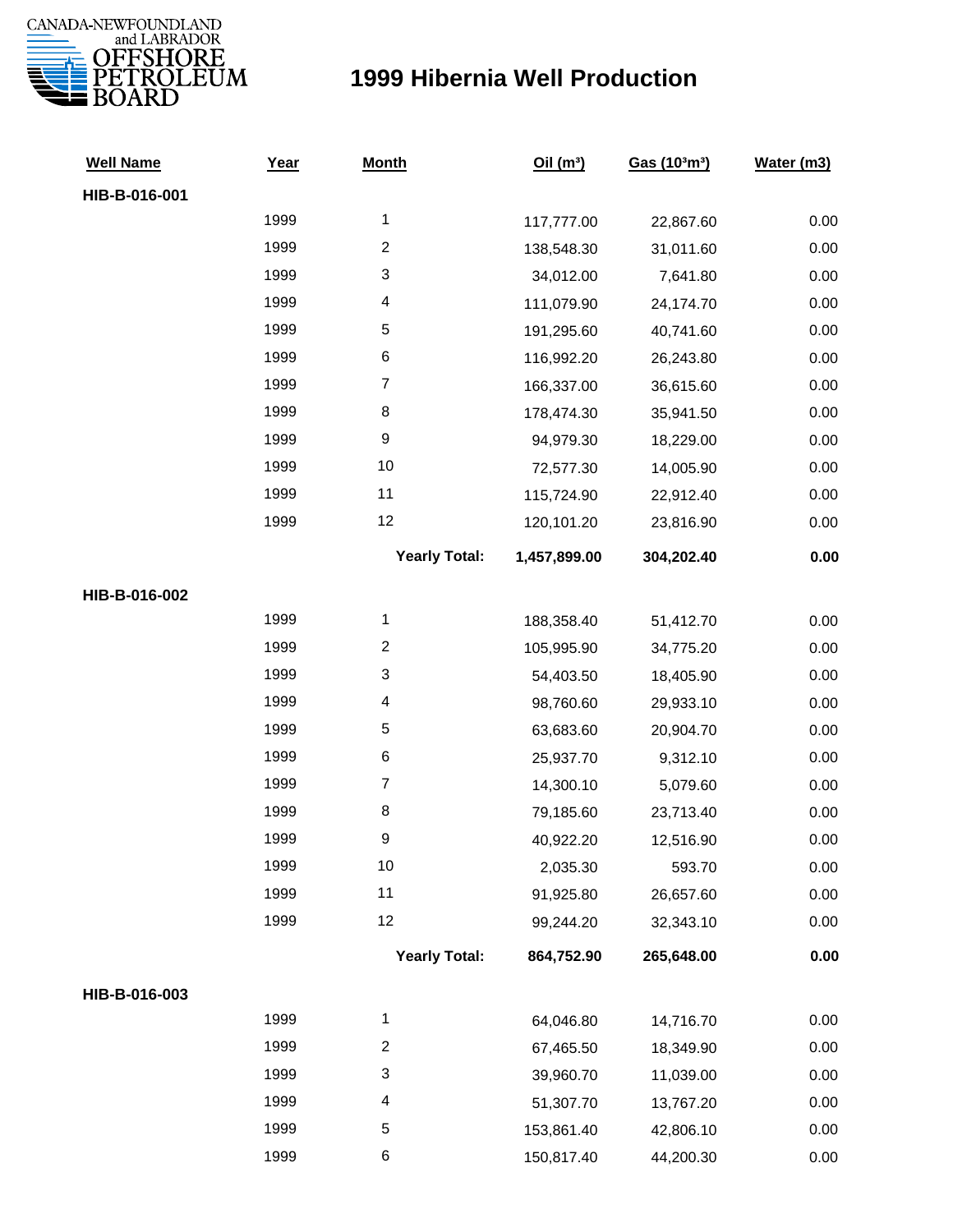CANADA-NEWFOUNDLAND and LABRADOR OFFSHORE PETROLEUM BOARD

# 1999 Hibernia Well Production

| Well Name | Year | Month | Oil ($m^3$) | Gas ($10^3m^3$) | Water (m3) |
|---|---|---|---|---|---|
| **HIB-B-016-001** | | | | | |
| | 1999 | 1 | 117,777.00 | 22,867.60 | 0.00 |
| | 1999 | 2 | 138,548.30 | 31,011.60 | 0.00 |
| | 1999 | 3 | 34,012.00 | 7,641.80 | 0.00 |
| | 1999 | 4 | 111,079.90 | 24,174.70 | 0.00 |
| | 1999 | 5 | 191,295.60 | 40,741.60 | 0.00 |
| | 1999 | 6 | 116,992.20 | 26,243.80 | 0.00 |
| | 1999 | 7 | 166,337.00 | 36,615.60 | 0.00 |
| | 1999 | 8 | 178,474.30 | 35,941.50 | 0.00 |
| | 1999 | 9 | 94,979.30 | 18,229.00 | 0.00 |
| | 1999 | 10 | 72,577.30 | 14,005.90 | 0.00 |
| | 1999 | 11 | 115,724.90 | 22,912.40 | 0.00 |
| | 1999 | 12 | 120,101.20 | 23,816.90 | 0.00 |
| | | **Yearly Total:** | **1,457,899.00** | **304,202.40** | **0.00** |
| **HIB-B-016-002** | | | | | |
| | 1999 | 1 | 188,358.40 | 51,412.70 | 0.00 |
| | 1999 | 2 | 105,995.90 | 34,775.20 | 0.00 |
| | 1999 | 3 | 54,403.50 | 18,405.90 | 0.00 |
| | 1999 | 4 | 98,760.60 | 29,933.10 | 0.00 |
| | 1999 | 5 | 63,683.60 | 20,904.70 | 0.00 |
| | 1999 | 6 | 25,937.70 | 9,312.10 | 0.00 |
| | 1999 | 7 | 14,300.10 | 5,079.60 | 0.00 |
| | 1999 | 8 | 79,185.60 | 23,713.40 | 0.00 |
| | 1999 | 9 | 40,922.20 | 12,516.90 | 0.00 |
| | 1999 | 10 | 2,035.30 | 593.70 | 0.00 |
| | 1999 | 11 | 91,925.80 | 26,657.60 | 0.00 |
| | 1999 | 12 | 99,244.20 | 32,343.10 | 0.00 |
| | | **Yearly Total:** | **864,752.90** | **265,648.00** | **0.00** |
| **HIB-B-016-003** | | | | | |
| | 1999 | 1 | 64,046.80 | 14,716.70 | 0.00 |
| | 1999 | 2 | 67,465.50 | 18,349.90 | 0.00 |
| | 1999 | 3 | 39,960.70 | 11,039.00 | 0.00 |
| | 1999 | 4 | 51,307.70 | 13,767.20 | 0.00 |
| | 1999 | 5 | 153,861.40 | 42,806.10 | 0.00 |
| | 1999 | 6 | 150,817.40 | 44,200.30 | 0.00 |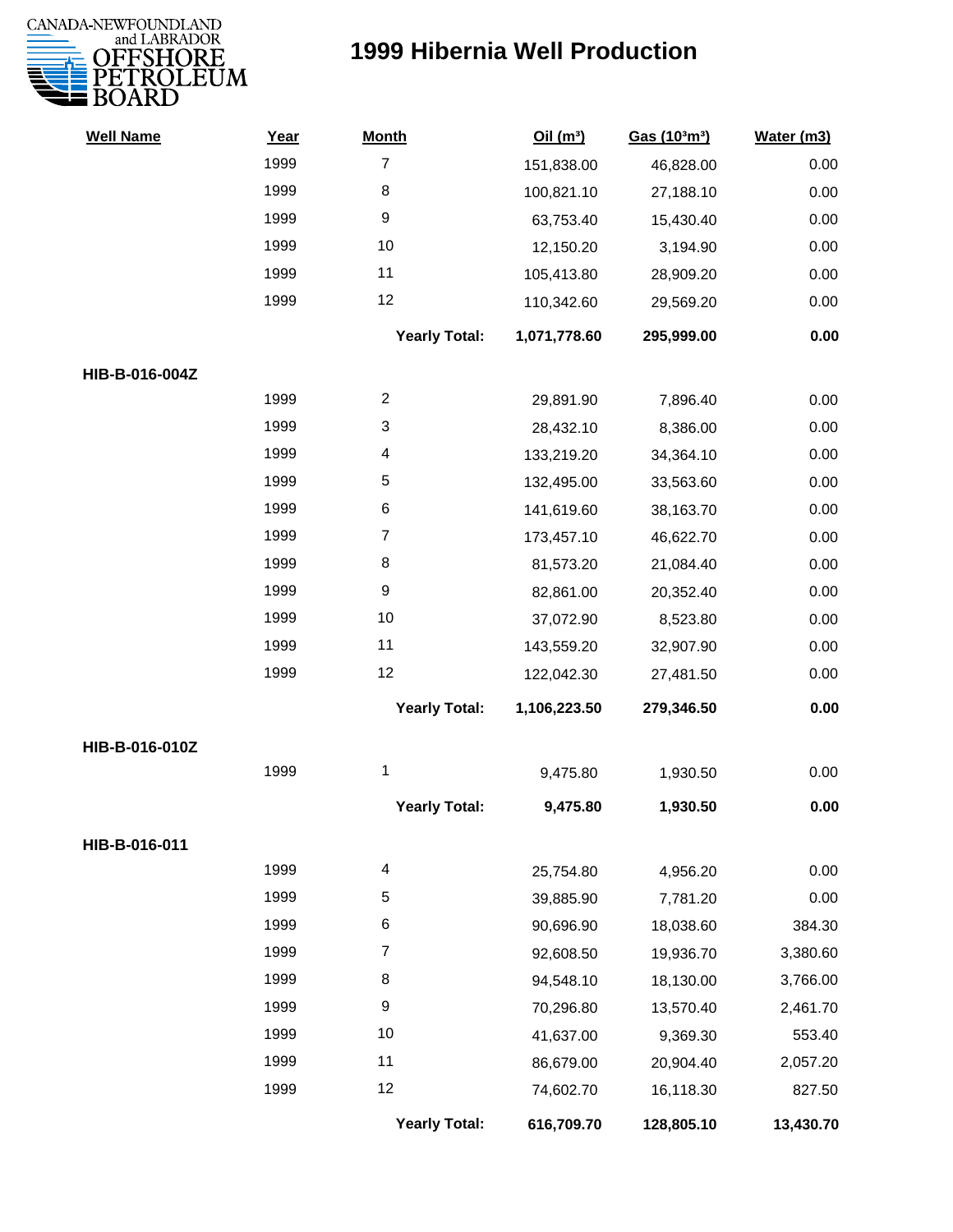# 1999 Hibernia Well Production

| Well Name | Year | Month | Oil (m³) | Gas (10³m³) | Water (m3) |
|---|---|---|---|---|---|
| | 1999 | 7 | 151,838.00 | 46,828.00 | 0.00 |
| | 1999 | 8 | 100,821.10 | 27,188.10 | 0.00 |
| | 1999 | 9 | 63,753.40 | 15,430.40 | 0.00 |
| | 1999 | 10 | 12,150.20 | 3,194.90 | 0.00 |
| | 1999 | 11 | 105,413.80 | 28,909.20 | 0.00 |
| | 1999 | 12 | 110,342.60 | 29,569.20 | 0.00 |
| | | **Yearly Total:** | **1,071,778.60** | **295,999.00** | **0.00** |
| **HIB-B-016-004Z** | | | | | |
| | 1999 | 2 | 29,891.90 | 7,896.40 | 0.00 |
| | 1999 | 3 | 28,432.10 | 8,386.00 | 0.00 |
| | 1999 | 4 | 133,219.20 | 34,364.10 | 0.00 |
| | 1999 | 5 | 132,495.00 | 33,563.60 | 0.00 |
| | 1999 | 6 | 141,619.60 | 38,163.70 | 0.00 |
| | 1999 | 7 | 173,457.10 | 46,622.70 | 0.00 |
| | 1999 | 8 | 81,573.20 | 21,084.40 | 0.00 |
| | 1999 | 9 | 82,861.00 | 20,352.40 | 0.00 |
| | 1999 | 10 | 37,072.90 | 8,523.80 | 0.00 |
| | 1999 | 11 | 143,559.20 | 32,907.90 | 0.00 |
| | 1999 | 12 | 122,042.30 | 27,481.50 | 0.00 |
| | | **Yearly Total:** | **1,106,223.50** | **279,346.50** | **0.00** |
| **HIB-B-016-010Z** | | | | | |
| | 1999 | 1 | 9,475.80 | 1,930.50 | 0.00 |
| | | **Yearly Total:** | **9,475.80** | **1,930.50** | **0.00** |
| **HIB-B-016-011** | | | | | |
| | 1999 | 4 | 25,754.80 | 4,956.20 | 0.00 |
| | 1999 | 5 | 39,885.90 | 7,781.20 | 0.00 |
| | 1999 | 6 | 90,696.90 | 18,038.60 | 384.30 |
| | 1999 | 7 | 92,608.50 | 19,936.70 | 3,380.60 |
| | 1999 | 8 | 94,548.10 | 18,130.00 | 3,766.00 |
| | 1999 | 9 | 70,296.80 | 13,570.40 | 2,461.70 |
| | 1999 | 10 | 41,637.00 | 9,369.30 | 553.40 |
| | 1999 | 11 | 86,679.00 | 20,904.40 | 2,057.20 |
| | 1999 | 12 | 74,602.70 | 16,118.30 | 827.50 |
| | | **Yearly Total:** | **616,709.70** | **128,805.10** | **13,430.70** |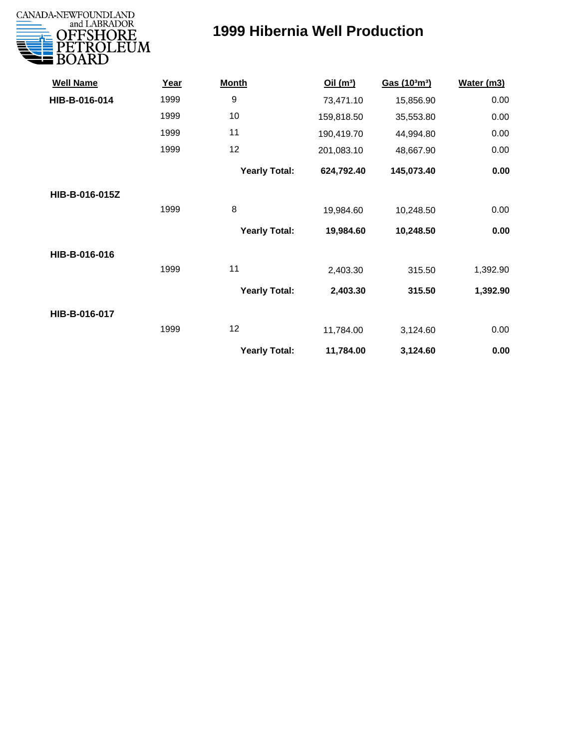# 1999 Hibernia Well Production

| Well Name | Year | Month | Oil ($m^3$) | Gas ($10^3m^3$) | Water (m3) |
|---|---|---|---|---|---|
| **HIB-B-016-014** | 1999 | 9 | 73,471.10 | 15,856.90 | 0.00 |
| | 1999 | 10 | 159,818.50 | 35,553.80 | 0.00 |
| | 1999 | 11 | 190,419.70 | 44,994.80 | 0.00 |
| | 1999 | 12 | 201,083.10 | 48,667.90 | 0.00 |
| | | **Yearly Total:** | **624,792.40** | **145,073.40** | **0.00** |
| **HIB-B-016-015Z** | | | | | |
| | 1999 | 8 | 19,984.60 | 10,248.50 | 0.00 |
| | | **Yearly Total:** | **19,984.60** | **10,248.50** | **0.00** |
| **HIB-B-016-016** | | | | | |
| | 1999 | 11 | 2,403.30 | 315.50 | 1,392.90 |
| | | **Yearly Total:** | **2,403.30** | **315.50** | **1,392.90** |
| **HIB-B-016-017** | | | | | |
| | 1999 | 12 | 11,784.00 | 3,124.60 | 0.00 |
| | | **Yearly Total:** | **11,784.00** | **3,124.60** | **0.00** |